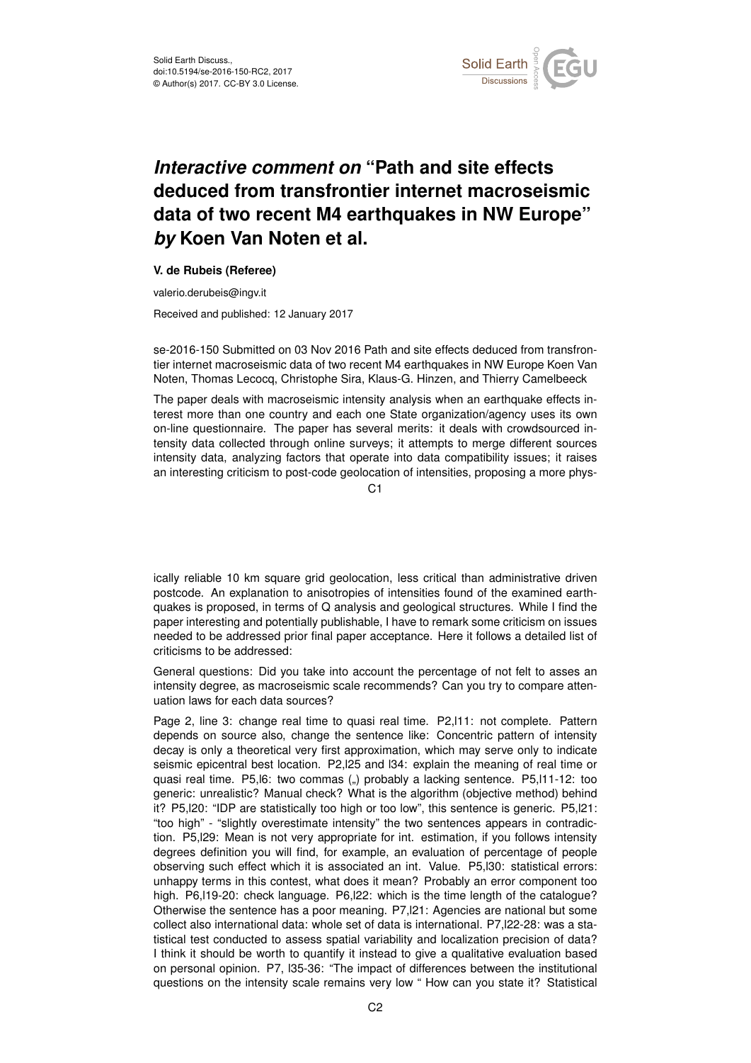# *Interactive comment on* "Path and site effects deduced from transfrontier internet macroseismic data of two recent M4 earthquakes in NW Europe" *by* Koen Van Noten et al.

**V. de Rubeis (Referee)**

valerio.derubeis@ingv.it

Received and published: 12 January 2017

se-2016-150 Submitted on 03 Nov 2016 Path and site effects deduced from transfrontier internet macroseismic data of two recent M4 earthquakes in NW Europe Koen Van Noten, Thomas Lecocq, Christophe Sira, Klaus-G. Hinzen, and Thierry Camelbeeck

The paper deals with macroseismic intensity analysis when an earthquake effects interest more than one country and each one State organization/agency uses its own on-line questionnaire. The paper has several merits: it deals with crowdsourced intensity data collected through online surveys; it attempts to merge different sources intensity data, analyzing factors that operate into data compatibility issues; it raises an interesting criticism to post-code geolocation of intensities, proposing a more physically reliable 10 km square grid geolocation, less critical than administrative driven postcode. An explanation to anisotropies of intensities found of the examined earthquakes is proposed, in terms of Q analysis and geological structures. While I find the paper interesting and potentially publishable, I have to remark some criticism on issues needed to be addressed prior final paper acceptance. Here it follows a detailed list of criticisms to be addressed:

General questions: Did you take into account the percentage of not felt to asses an intensity degree, as macroseismic scale recommends? Can you try to compare attenuation laws for each data sources?

Page 2, line 3: change real time to quasi real time. P2,l11: not complete. Pattern depends on source also, change the sentence like: Concentric pattern of intensity decay is only a theoretical very first approximation, which may serve only to indicate seismic epicentral best location. P2,l25 and l34: explain the meaning of real time or quasi real time. P5,l6: two commas („) probably a lacking sentence. P5,l11-12: too generic: unrealistic? Manual check? What is the algorithm (objective method) behind it? P5,l20: "IDP are statistically too high or too low", this sentence is generic. P5,l21: "too high" - "slightly overestimate intensity" the two sentences appears in contradiction. P5,l29: Mean is not very appropriate for int. estimation, if you follows intensity degrees definition you will find, for example, an evaluation of percentage of people observing such effect which it is associated an int. Value. P5,l30: statistical errors: unhappy terms in this contest, what does it mean? Probably an error component too high. P6,l19-20: check language. P6,l22: which is the time length of the catalogue? Otherwise the sentence has a poor meaning. P7,l21: Agencies are national but some collect also international data: whole set of data is international. P7,l22-28: was a statistical test conducted to assess spatial variability and localization precision of data? I think it should be worth to quantify it instead to give a qualitative evaluation based on personal opinion. P7, l35-36: "The impact of differences between the institutional questions on the intensity scale remains very low " How can you state it? Statistical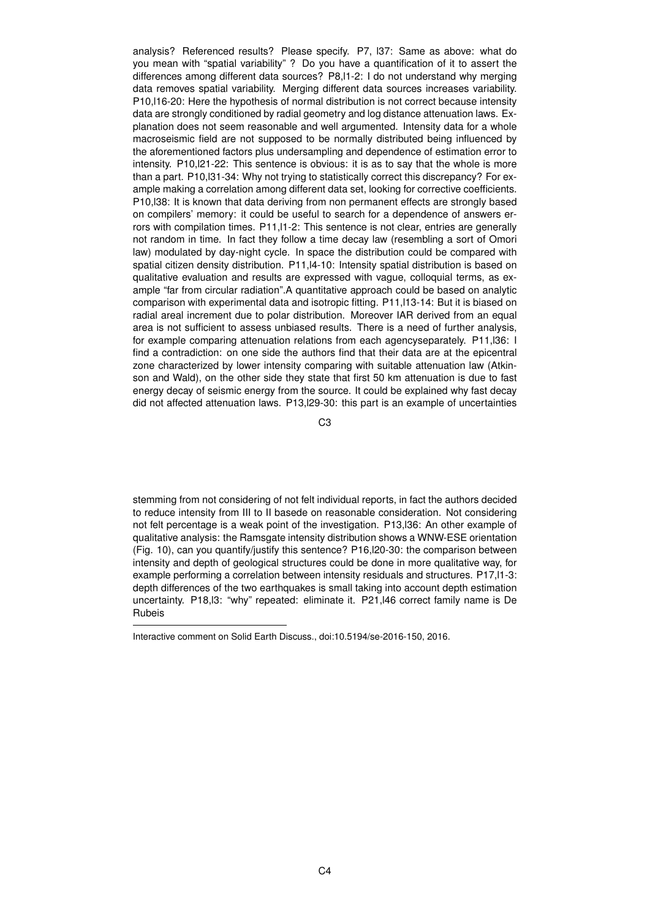analysis? Referenced results? Please specify. P7, l37: Same as above: what do you mean with "spatial variability" ? Do you have a quantification of it to assert the differences among different data sources? P8,l1-2: I do not understand why merging data removes spatial variability. Merging different data sources increases variability. P10,l16-20: Here the hypothesis of normal distribution is not correct because intensity data are strongly conditioned by radial geometry and log distance attenuation laws. Explanation does not seem reasonable and well argumented. Intensity data for a whole macroseismic field are not supposed to be normally distributed being influenced by the aforementioned factors plus undersampling and dependence of estimation error to intensity. P10,l21-22: This sentence is obvious: it is as to say that the whole is more than a part. P10,l31-34: Why not trying to statistically correct this discrepancy? For example making a correlation among different data set, looking for corrective coefficients. P10,l38: It is known that data deriving from non permanent effects are strongly based on compilers' memory: it could be useful to search for a dependence of answers errors with compilation times. P11,l1-2: This sentence is not clear, entries are generally not random in time. In fact they follow a time decay law (resembling a sort of Omori law) modulated by day-night cycle. In space the distribution could be compared with spatial citizen density distribution. P11,l4-10: Intensity spatial distribution is based on qualitative evaluation and results are expressed with vague, colloquial terms, as example "far from circular radiation".A quantitative approach could be based on analytic comparison with experimental data and isotropic fitting. P11,l13-14: But it is biased on radial areal increment due to polar distribution. Moreover IAR derived from an equal area is not sufficient to assess unbiased results. There is a need of further analysis, for example comparing attenuation relations from each agencyseparately. P11,l36: I find a contradiction: on one side the authors find that their data are at the epicentral zone characterized by lower intensity comparing with suitable attenuation law (Atkinson and Wald), on the other side they state that first 50 km attenuation is due to fast energy decay of seismic energy from the source. It could be explained why fast decay did not affected attenuation laws. P13,l29-30: this part is an example of uncertainties stemming from not considering of not felt individual reports, in fact the authors decided to reduce intensity from III to II basede on reasonable consideration. Not considering not felt percentage is a weak point of the investigation. P13,l36: An other example of qualitative analysis: the Ramsgate intensity distribution shows a WNW-ESE orientation (Fig. 10), can you quantify/justify this sentence? P16,l20-30: the comparison between intensity and depth of geological structures could be done in more qualitative way, for example performing a correlation between intensity residuals and structures. P17,l1-3: depth differences of the two earthquakes is small taking into account depth estimation uncertainty. P18,l3: "why" repeated: eliminate it. P21,l46 correct family name is De Rubeis

---

Interactive comment on Solid Earth Discuss., doi:10.5194/se-2016-150, 2016.